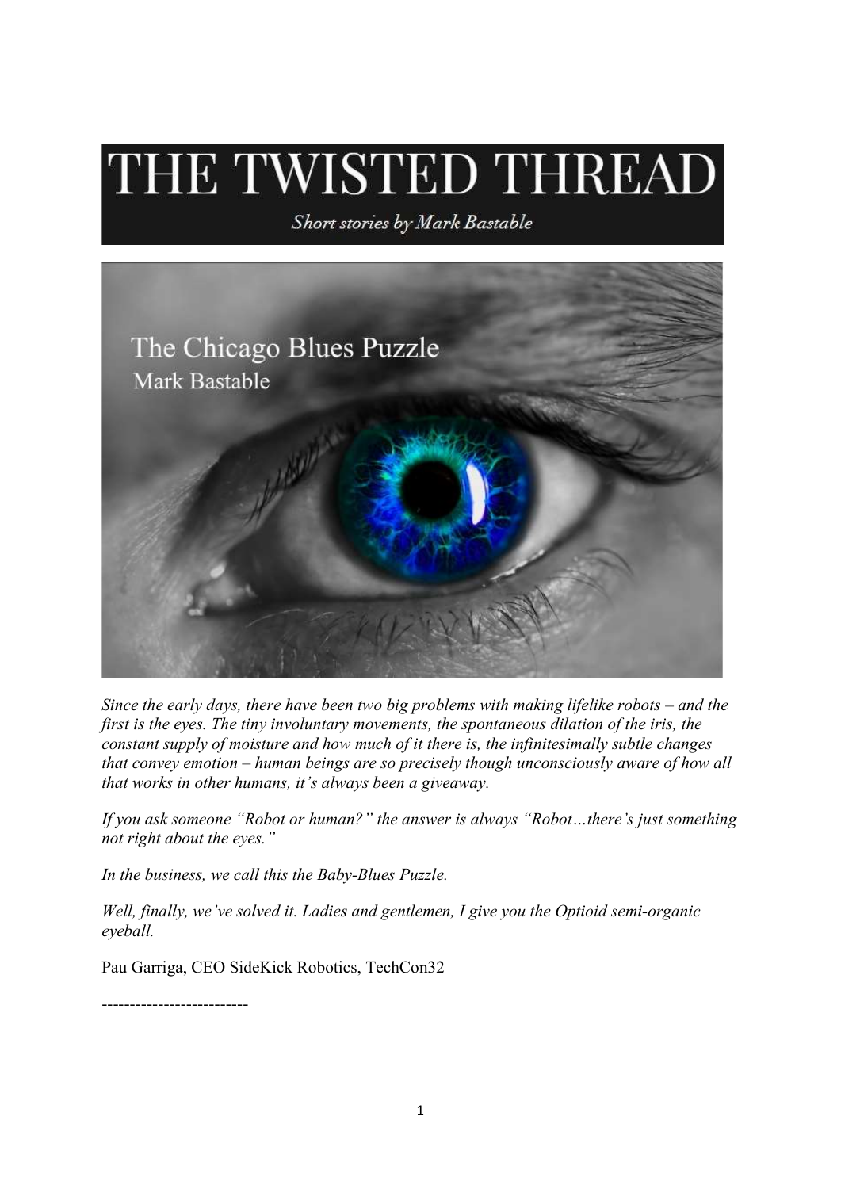# THE TWISTED THREAD

*Short stories by Mark Bastable*

## The Chicago Blues Puzzle

Mark Bastable

*Since the early days, there have been two big problems with making lifelike robots – and the first is the eyes. The tiny involuntary movements, the spontaneous dilation of the iris, the constant supply of moisture and how much of it there is, the infinitesimally subtle changes that convey emotion – human beings are so precisely though unconsciously aware of how all that works in other humans, it's always been a giveaway.*

*If you ask someone "Robot or human?" the answer is always "Robot…there's just something not right about the eyes."*

*In the business, we call this the Baby-Blues Puzzle.*

*Well, finally, we've solved it. Ladies and gentlemen, I give you the Optioid semi-organic eyeball.*

Pau Garriga, CEO SideKick Robotics, TechCon32

--------------------------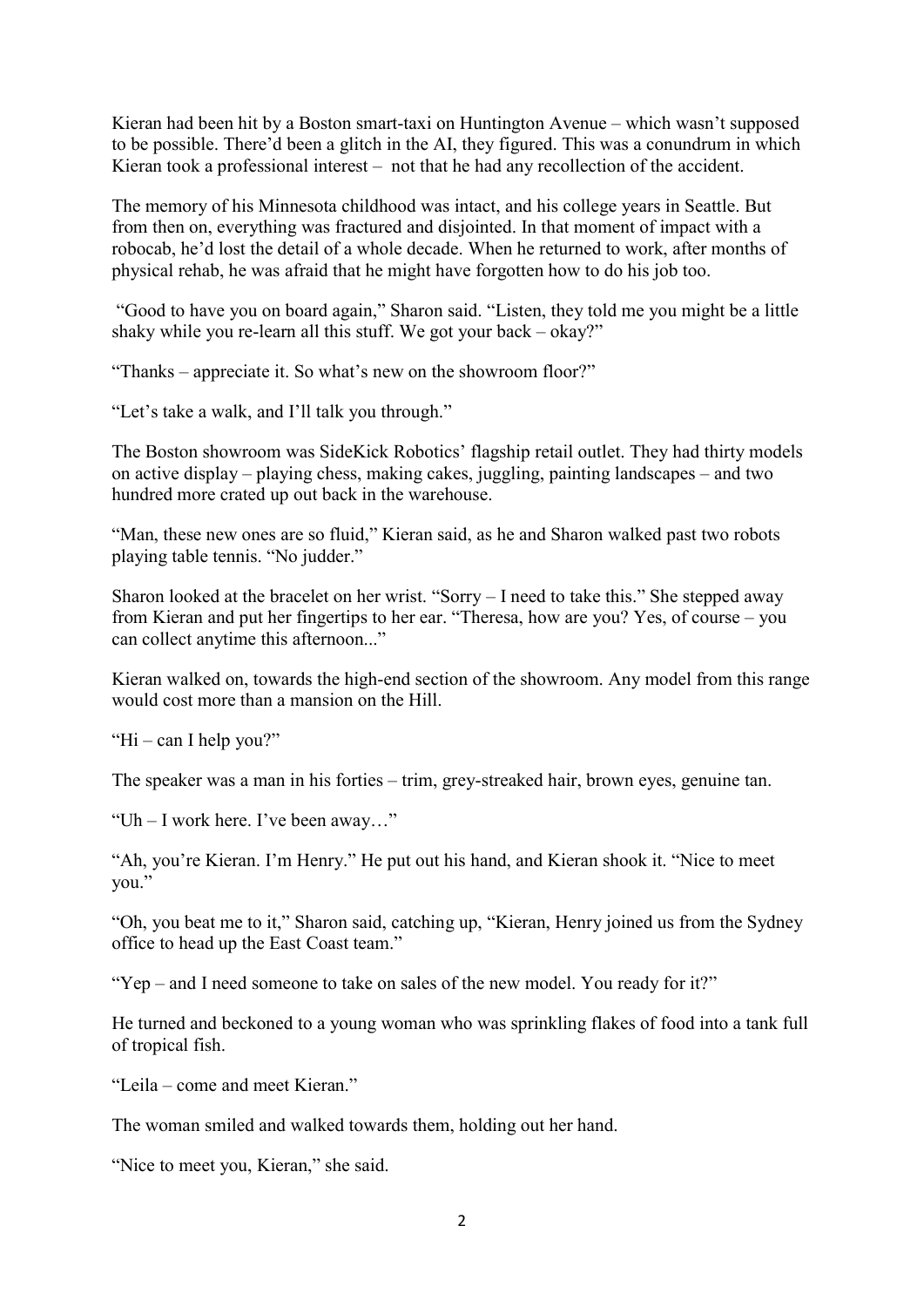Kieran had been hit by a Boston smart-taxi on Huntington Avenue – which wasn't supposed to be possible. There'd been a glitch in the AI, they figured. This was a conundrum in which Kieran took a professional interest – not that he had any recollection of the accident.

The memory of his Minnesota childhood was intact, and his college years in Seattle. But from then on, everything was fractured and disjointed. In that moment of impact with a robocab, he'd lost the detail of a whole decade. When he returned to work, after months of physical rehab, he was afraid that he might have forgotten how to do his job too.

"Good to have you on board again," Sharon said. "Listen, they told me you might be a little shaky while you re-learn all this stuff. We got your back – okay?"

"Thanks – appreciate it. So what's new on the showroom floor?"

"Let's take a walk, and I'll talk you through."

The Boston showroom was SideKick Robotics' flagship retail outlet. They had thirty models on active display – playing chess, making cakes, juggling, painting landscapes – and two hundred more crated up out back in the warehouse.

"Man, these new ones are so fluid," Kieran said, as he and Sharon walked past two robots playing table tennis. "No judder."

Sharon looked at the bracelet on her wrist. "Sorry – I need to take this." She stepped away from Kieran and put her fingertips to her ear. "Theresa, how are you? Yes, of course – you can collect anytime this afternoon..."

Kieran walked on, towards the high-end section of the showroom. Any model from this range would cost more than a mansion on the Hill.

"Hi – can I help you?"

The speaker was a man in his forties – trim, grey-streaked hair, brown eyes, genuine tan.

"Uh – I work here. I've been away…"

"Ah, you're Kieran. I'm Henry." He put out his hand, and Kieran shook it. "Nice to meet you."

"Oh, you beat me to it," Sharon said, catching up, "Kieran, Henry joined us from the Sydney office to head up the East Coast team."

"Yep – and I need someone to take on sales of the new model. You ready for it?"

He turned and beckoned to a young woman who was sprinkling flakes of food into a tank full of tropical fish.

"Leila – come and meet Kieran."

The woman smiled and walked towards them, holding out her hand.

"Nice to meet you, Kieran," she said.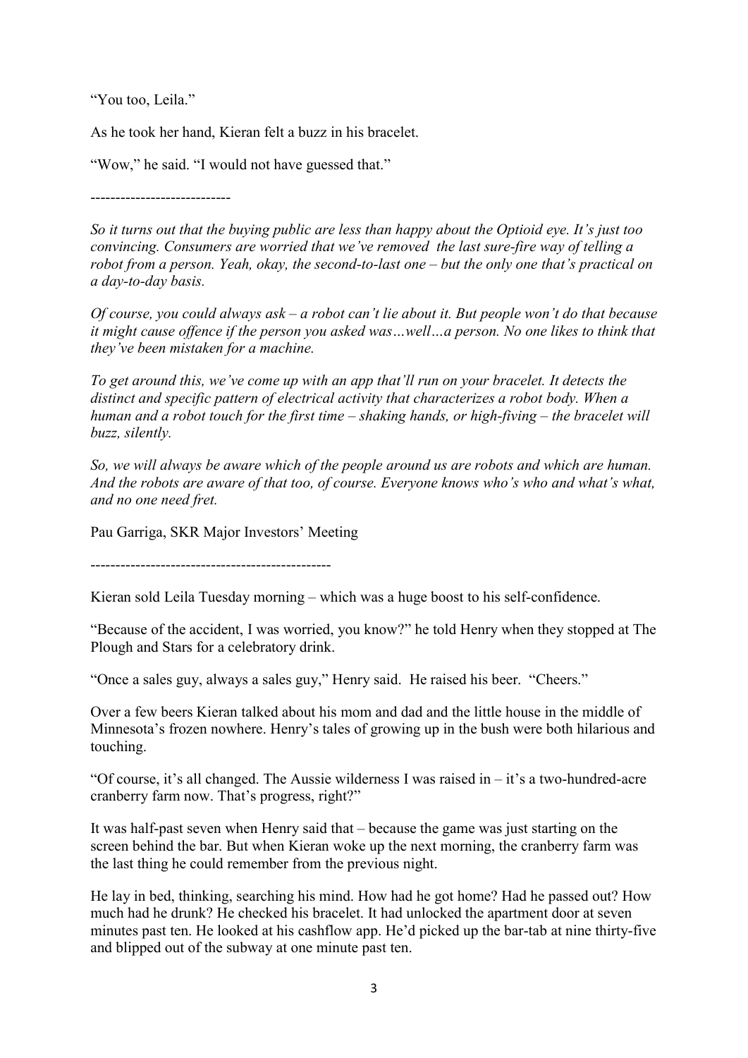"You too, Leila."

As he took her hand, Kieran felt a buzz in his bracelet.

"Wow," he said. "I would not have guessed that."

----------------------------

*So it turns out that the buying public are less than happy about the Optioid eye. It's just too convincing. Consumers are worried that we've removed the last sure-fire way of telling a robot from a person. Yeah, okay, the second-to-last one – but the only one that's practical on a day-to-day basis.*

*Of course, you could always ask – a robot can't lie about it. But people won't do that because it might cause offence if the person you asked was…well…a person. No one likes to think that they've been mistaken for a machine.*

*To get around this, we've come up with an app that'll run on your bracelet. It detects the distinct and specific pattern of electrical activity that characterizes a robot body. When a human and a robot touch for the first time – shaking hands, or high-fiving – the bracelet will buzz, silently.*

*So, we will always be aware which of the people around us are robots and which are human. And the robots are aware of that too, of course. Everyone knows who's who and what's what, and no one need fret.*

Pau Garriga, SKR Major Investors' Meeting

------------------------------------------------

Kieran sold Leila Tuesday morning – which was a huge boost to his self-confidence.

"Because of the accident, I was worried, you know?" he told Henry when they stopped at The Plough and Stars for a celebratory drink.

"Once a sales guy, always a sales guy," Henry said. He raised his beer. "Cheers."

Over a few beers Kieran talked about his mom and dad and the little house in the middle of Minnesota's frozen nowhere. Henry's tales of growing up in the bush were both hilarious and touching.

"Of course, it's all changed. The Aussie wilderness I was raised in – it's a two-hundred-acre cranberry farm now. That's progress, right?"

It was half-past seven when Henry said that – because the game was just starting on the screen behind the bar. But when Kieran woke up the next morning, the cranberry farm was the last thing he could remember from the previous night.

He lay in bed, thinking, searching his mind. How had he got home? Had he passed out? How much had he drunk? He checked his bracelet. It had unlocked the apartment door at seven minutes past ten. He looked at his cashflow app. He'd picked up the bar-tab at nine thirty-five and blipped out of the subway at one minute past ten.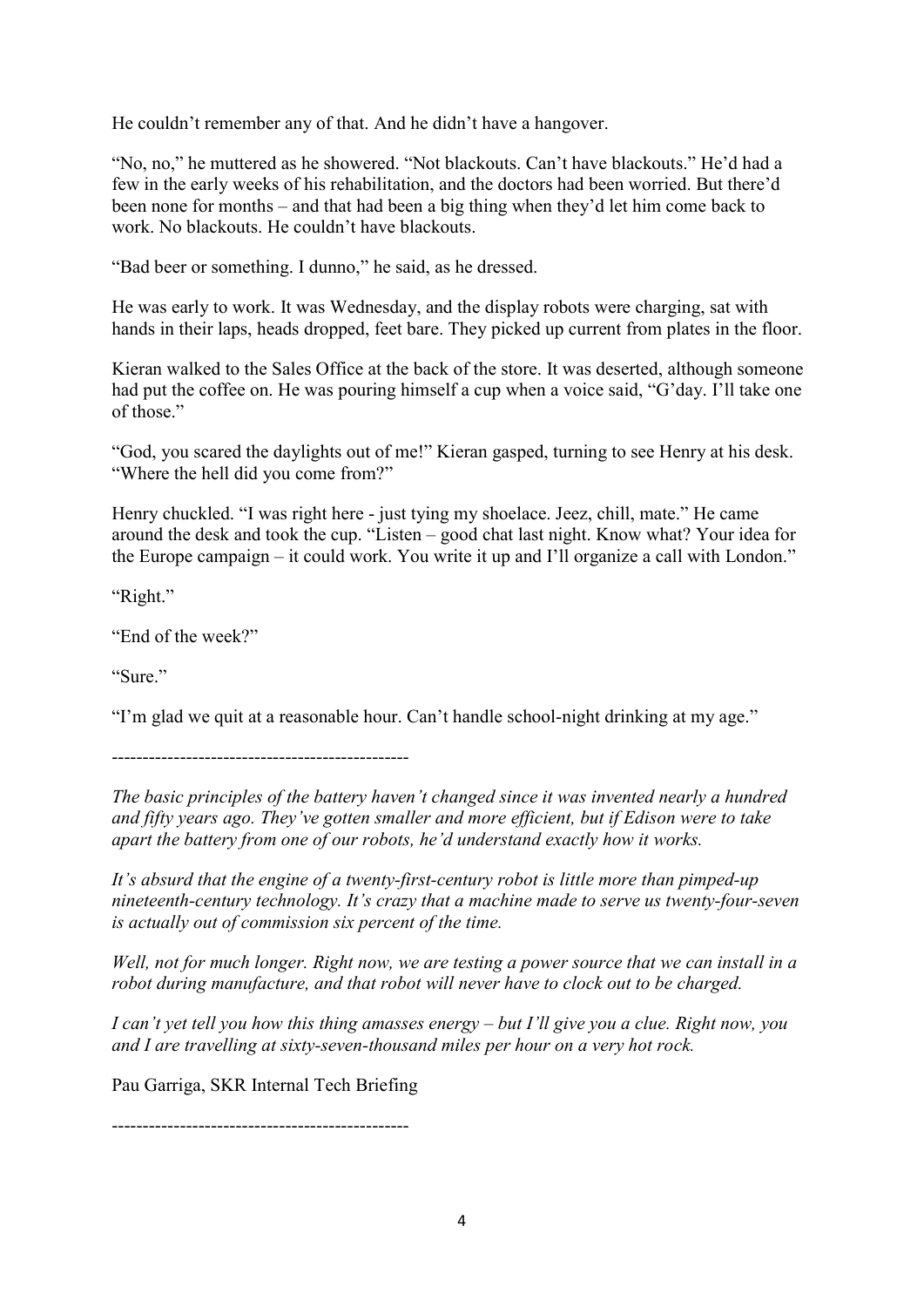He couldn't remember any of that. And he didn't have a hangover.

"No, no," he muttered as he showered. "Not blackouts. Can't have blackouts." He'd had a few in the early weeks of his rehabilitation, and the doctors had been worried. But there'd been none for months – and that had been a big thing when they'd let him come back to work. No blackouts. He couldn't have blackouts.

"Bad beer or something. I dunno," he said, as he dressed.

He was early to work. It was Wednesday, and the display robots were charging, sat with hands in their laps, heads dropped, feet bare. They picked up current from plates in the floor.

Kieran walked to the Sales Office at the back of the store. It was deserted, although someone had put the coffee on. He was pouring himself a cup when a voice said, "G'day. I'll take one of those."

"God, you scared the daylights out of me!" Kieran gasped, turning to see Henry at his desk. "Where the hell did you come from?"

Henry chuckled. "I was right here - just tying my shoelace. Jeez, chill, mate." He came around the desk and took the cup. "Listen – good chat last night. Know what? Your idea for the Europe campaign – it could work. You write it up and I'll organize a call with London."

"Right."

"End of the week?"

"Sure."

"I'm glad we quit at a reasonable hour. Can't handle school-night drinking at my age."

------------------------------------------------

*The basic principles of the battery haven't changed since it was invented nearly a hundred and fifty years ago. They've gotten smaller and more efficient, but if Edison were to take apart the battery from one of our robots, he'd understand exactly how it works.*

*It's absurd that the engine of a twenty-first-century robot is little more than pimped-up nineteenth-century technology. It's crazy that a machine made to serve us twenty-four-seven is actually out of commission six percent of the time.*

*Well, not for much longer. Right now, we are testing a power source that we can install in a robot during manufacture, and that robot will never have to clock out to be charged.*

*I can't yet tell you how this thing amasses energy – but I'll give you a clue. Right now, you and I are travelling at sixty-seven-thousand miles per hour on a very hot rock.*

Pau Garriga, SKR Internal Tech Briefing

------------------------------------------------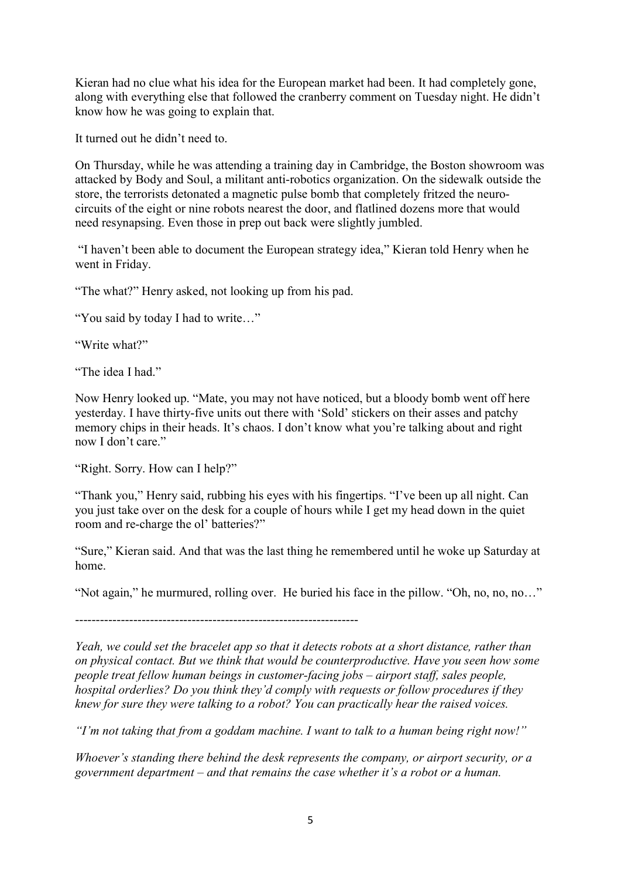Kieran had no clue what his idea for the European market had been. It had completely gone, along with everything else that followed the cranberry comment on Tuesday night. He didn't know how he was going to explain that.

It turned out he didn't need to.

On Thursday, while he was attending a training day in Cambridge, the Boston showroom was attacked by Body and Soul, a militant anti-robotics organization. On the sidewalk outside the store, the terrorists detonated a magnetic pulse bomb that completely fritzed the neuro-circuits of the eight or nine robots nearest the door, and flatlined dozens more that would need resynapsing. Even those in prep out back were slightly jumbled.

"I haven't been able to document the European strategy idea," Kieran told Henry when he went in Friday.

"The what?" Henry asked, not looking up from his pad.

"You said by today I had to write…"

"Write what?"

"The idea I had."

Now Henry looked up. "Mate, you may not have noticed, but a bloody bomb went off here yesterday. I have thirty-five units out there with 'Sold' stickers on their asses and patchy memory chips in their heads. It's chaos. I don't know what you're talking about and right now I don't care."

"Right. Sorry. How can I help?"

"Thank you," Henry said, rubbing his eyes with his fingertips. "I've been up all night. Can you just take over on the desk for a couple of hours while I get my head down in the quiet room and re-charge the ol' batteries?"

"Sure," Kieran said. And that was the last thing he remembered until he woke up Saturday at home.

"Not again," he murmured, rolling over. He buried his face in the pillow. "Oh, no, no, no…"

--------------------------------------------------------------------

*Yeah, we could set the bracelet app so that it detects robots at a short distance, rather than on physical contact. But we think that would be counterproductive. Have you seen how some people treat fellow human beings in customer-facing jobs – airport staff, sales people, hospital orderlies? Do you think they'd comply with requests or follow procedures if they knew for sure they were talking to a robot? You can practically hear the raised voices.*

*"I'm not taking that from a goddam machine. I want to talk to a human being right now!"*

*Whoever's standing there behind the desk represents the company, or airport security, or a government department – and that remains the case whether it's a robot or a human.*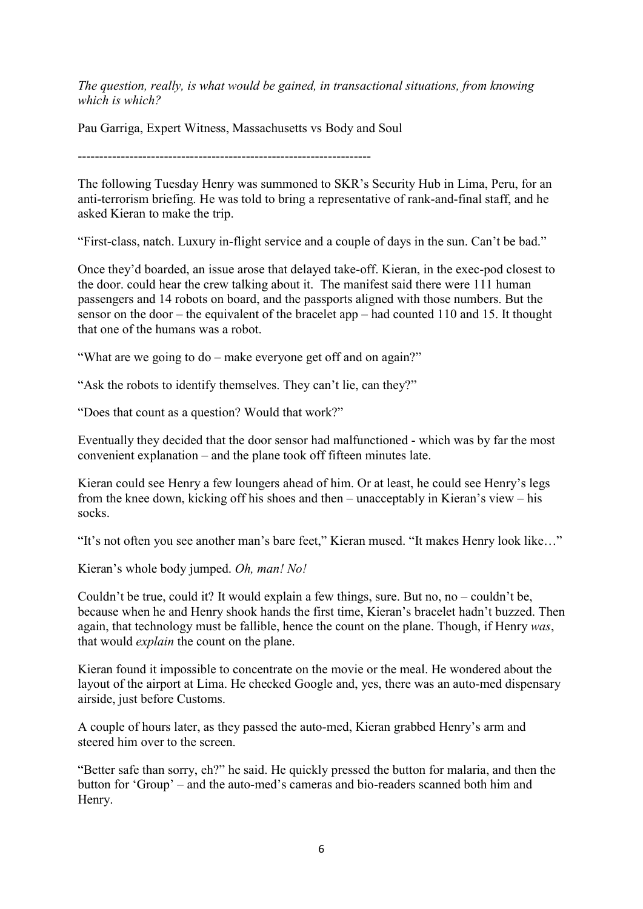*The question, really, is what would be gained, in transactional situations, from knowing which is which?*

Pau Garriga, Expert Witness, Massachusetts vs Body and Soul

-------------------------------------------------------------------

The following Tuesday Henry was summoned to SKR's Security Hub in Lima, Peru, for an anti-terrorism briefing. He was told to bring a representative of rank-and-final staff, and he asked Kieran to make the trip.

"First-class, natch. Luxury in-flight service and a couple of days in the sun. Can't be bad."

Once they'd boarded, an issue arose that delayed take-off. Kieran, in the exec-pod closest to the door. could hear the crew talking about it. The manifest said there were 111 human passengers and 14 robots on board, and the passports aligned with those numbers. But the sensor on the door – the equivalent of the bracelet app – had counted 110 and 15. It thought that one of the humans was a robot.

"What are we going to do – make everyone get off and on again?"

"Ask the robots to identify themselves. They can't lie, can they?"

"Does that count as a question? Would that work?"

Eventually they decided that the door sensor had malfunctioned - which was by far the most convenient explanation – and the plane took off fifteen minutes late.

Kieran could see Henry a few loungers ahead of him. Or at least, he could see Henry's legs from the knee down, kicking off his shoes and then – unacceptably in Kieran's view – his socks.

"It's not often you see another man's bare feet," Kieran mused. "It makes Henry look like…"

Kieran's whole body jumped. *Oh, man! No!*

Couldn't be true, could it? It would explain a few things, sure. But no, no – couldn't be, because when he and Henry shook hands the first time, Kieran's bracelet hadn't buzzed. Then again, that technology must be fallible, hence the count on the plane. Though, if Henry *was*, that would *explain* the count on the plane.

Kieran found it impossible to concentrate on the movie or the meal. He wondered about the layout of the airport at Lima. He checked Google and, yes, there was an auto-med dispensary airside, just before Customs.

A couple of hours later, as they passed the auto-med, Kieran grabbed Henry's arm and steered him over to the screen.

"Better safe than sorry, eh?" he said. He quickly pressed the button for malaria, and then the button for 'Group' – and the auto-med's cameras and bio-readers scanned both him and Henry.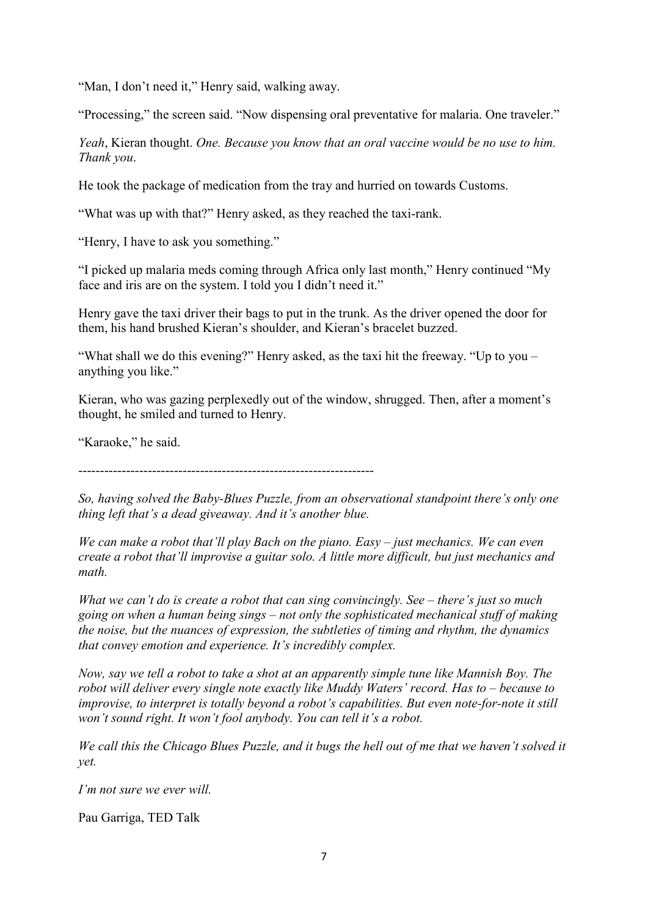"Man, I don't need it," Henry said, walking away.

"Processing," the screen said. "Now dispensing oral preventative for malaria. One traveler."

*Yeah*, Kieran thought. *One. Because you know that an oral vaccine would be no use to him. Thank you*.

He took the package of medication from the tray and hurried on towards Customs.

"What was up with that?" Henry asked, as they reached the taxi-rank.

"Henry, I have to ask you something."

"I picked up malaria meds coming through Africa only last month," Henry continued "My face and iris are on the system. I told you I didn't need it."

Henry gave the taxi driver their bags to put in the trunk. As the driver opened the door for them, his hand brushed Kieran's shoulder, and Kieran's bracelet buzzed.

"What shall we do this evening?" Henry asked, as the taxi hit the freeway. "Up to you – anything you like."

Kieran, who was gazing perplexedly out of the window, shrugged. Then, after a moment's thought, he smiled and turned to Henry.

"Karaoke," he said.

--------------------------------------------------------------------

*So, having solved the Baby-Blues Puzzle, from an observational standpoint there's only one thing left that's a dead giveaway. And it's another blue.*

*We can make a robot that'll play Bach on the piano. Easy – just mechanics. We can even create a robot that'll improvise a guitar solo. A little more difficult, but just mechanics and math.*

*What we can't do is create a robot that can sing convincingly. See – there's just so much going on when a human being sings – not only the sophisticated mechanical stuff of making the noise, but the nuances of expression, the subtleties of timing and rhythm, the dynamics that convey emotion and experience. It's incredibly complex.*

*Now, say we tell a robot to take a shot at an apparently simple tune like Mannish Boy. The robot will deliver every single note exactly like Muddy Waters' record. Has to – because to improvise, to interpret is totally beyond a robot's capabilities. But even note-for-note it still won't sound right. It won't fool anybody. You can tell it's a robot.*

*We call this the Chicago Blues Puzzle, and it bugs the hell out of me that we haven't solved it yet.*

*I'm not sure we ever will.*

Pau Garriga, TED Talk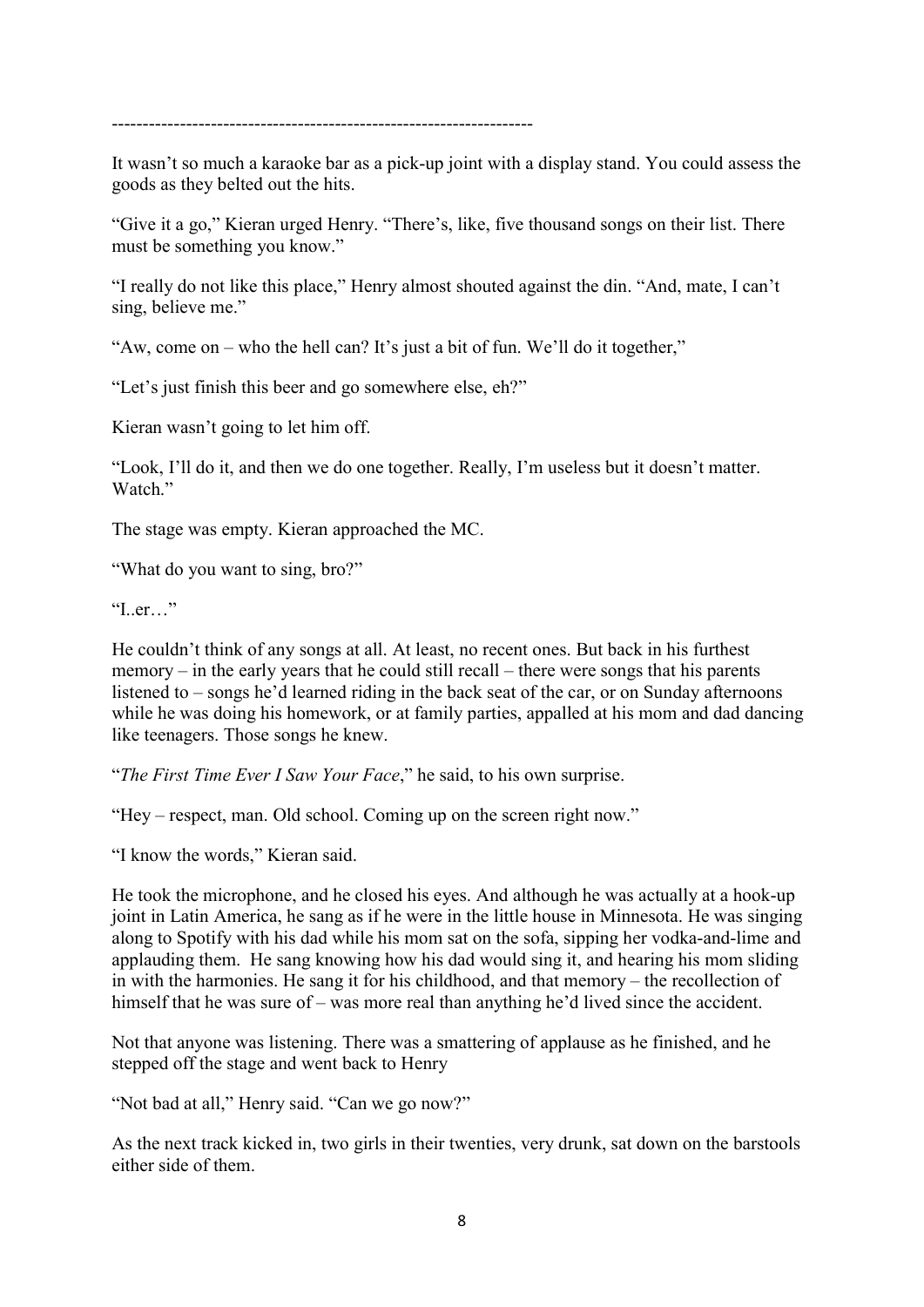------------------------------------------------------------------

It wasn't so much a karaoke bar as a pick-up joint with a display stand. You could assess the goods as they belted out the hits.

"Give it a go," Kieran urged Henry. "There's, like, five thousand songs on their list. There must be something you know."

"I really do not like this place," Henry almost shouted against the din. "And, mate, I can't sing, believe me."

"Aw, come on – who the hell can? It's just a bit of fun. We'll do it together,"

"Let's just finish this beer and go somewhere else, eh?"

Kieran wasn't going to let him off.

"Look, I'll do it, and then we do one together. Really, I'm useless but it doesn't matter. Watch."

The stage was empty. Kieran approached the MC.

"What do you want to sing, bro?"

"I..er…"

He couldn't think of any songs at all. At least, no recent ones. But back in his furthest memory – in the early years that he could still recall – there were songs that his parents listened to – songs he'd learned riding in the back seat of the car, or on Sunday afternoons while he was doing his homework, or at family parties, appalled at his mom and dad dancing like teenagers. Those songs he knew.

"*The First Time Ever I Saw Your Face*," he said, to his own surprise.

"Hey – respect, man. Old school. Coming up on the screen right now."

"I know the words," Kieran said.

He took the microphone, and he closed his eyes. And although he was actually at a hook-up joint in Latin America, he sang as if he were in the little house in Minnesota. He was singing along to Spotify with his dad while his mom sat on the sofa, sipping her vodka-and-lime and applauding them. He sang knowing how his dad would sing it, and hearing his mom sliding in with the harmonies. He sang it for his childhood, and that memory – the recollection of himself that he was sure of – was more real than anything he'd lived since the accident.

Not that anyone was listening. There was a smattering of applause as he finished, and he stepped off the stage and went back to Henry

"Not bad at all," Henry said. "Can we go now?"

As the next track kicked in, two girls in their twenties, very drunk, sat down on the barstools either side of them.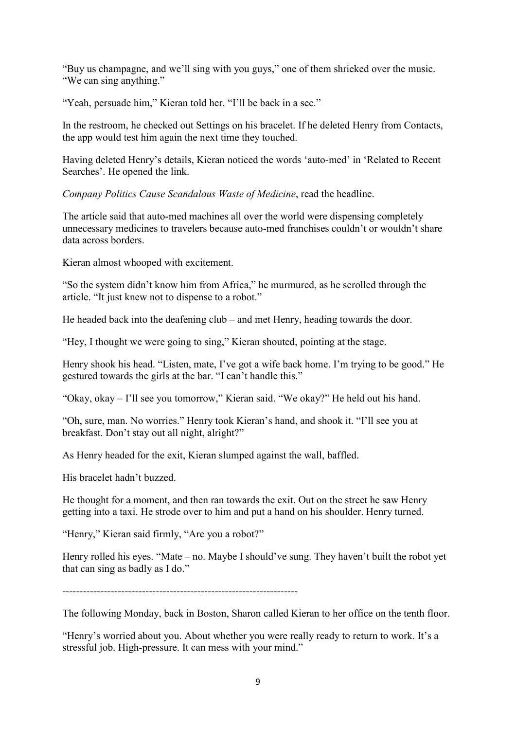"Buy us champagne, and we'll sing with you guys," one of them shrieked over the music. "We can sing anything."

"Yeah, persuade him," Kieran told her. "I'll be back in a sec."

In the restroom, he checked out Settings on his bracelet. If he deleted Henry from Contacts, the app would test him again the next time they touched.

Having deleted Henry's details, Kieran noticed the words 'auto-med' in 'Related to Recent Searches'. He opened the link.

*Company Politics Cause Scandalous Waste of Medicine*, read the headline.

The article said that auto-med machines all over the world were dispensing completely unnecessary medicines to travelers because auto-med franchises couldn't or wouldn't share data across borders.

Kieran almost whooped with excitement.

"So the system didn't know him from Africa," he murmured, as he scrolled through the article. "It just knew not to dispense to a robot."

He headed back into the deafening club – and met Henry, heading towards the door.

"Hey, I thought we were going to sing," Kieran shouted, pointing at the stage.

Henry shook his head. "Listen, mate, I've got a wife back home. I'm trying to be good." He gestured towards the girls at the bar. "I can't handle this."

"Okay, okay – I'll see you tomorrow," Kieran said. "We okay?" He held out his hand.

"Oh, sure, man. No worries." Henry took Kieran's hand, and shook it. "I'll see you at breakfast. Don't stay out all night, alright?"

As Henry headed for the exit, Kieran slumped against the wall, baffled.

His bracelet hadn't buzzed.

He thought for a moment, and then ran towards the exit. Out on the street he saw Henry getting into a taxi. He strode over to him and put a hand on his shoulder. Henry turned.

"Henry," Kieran said firmly, "Are you a robot?"

Henry rolled his eyes. "Mate – no. Maybe I should've sung. They haven't built the robot yet that can sing as badly as I do."

---

The following Monday, back in Boston, Sharon called Kieran to her office on the tenth floor.

"Henry's worried about you. About whether you were really ready to return to work. It's a stressful job. High-pressure. It can mess with your mind."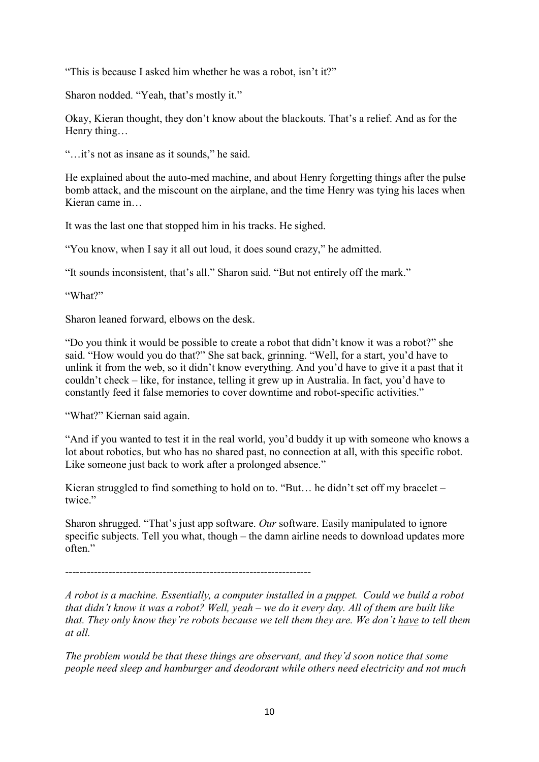"This is because I asked him whether he was a robot, isn't it?"

Sharon nodded. "Yeah, that's mostly it."

Okay, Kieran thought, they don't know about the blackouts. That's a relief. And as for the Henry thing…

"…it's not as insane as it sounds," he said.

He explained about the auto-med machine, and about Henry forgetting things after the pulse bomb attack, and the miscount on the airplane, and the time Henry was tying his laces when Kieran came in…

It was the last one that stopped him in his tracks. He sighed.

"You know, when I say it all out loud, it does sound crazy," he admitted.

"It sounds inconsistent, that's all." Sharon said. "But not entirely off the mark."

"What?"

Sharon leaned forward, elbows on the desk.

"Do you think it would be possible to create a robot that didn't know it was a robot?" she said. "How would you do that?" She sat back, grinning. "Well, for a start, you'd have to unlink it from the web, so it didn't know everything. And you'd have to give it a past that it couldn't check – like, for instance, telling it grew up in Australia. In fact, you'd have to constantly feed it false memories to cover downtime and robot-specific activities."

"What?" Kiernan said again.

"And if you wanted to test it in the real world, you'd buddy it up with someone who knows a lot about robotics, but who has no shared past, no connection at all, with this specific robot. Like someone just back to work after a prolonged absence."

Kieran struggled to find something to hold on to. "But… he didn't set off my bracelet – twice."

Sharon shrugged. "That's just app software. *Our* software. Easily manipulated to ignore specific subjects. Tell you what, though – the damn airline needs to download updates more often."

---

*A robot is a machine. Essentially, a computer installed in a puppet. Could we build a robot that didn't know it was a robot? Well, yeah – we do it every day. All of them are built like that. They only know they're robots because we tell them they are. We don't* <u>*have*</u> *to tell them at all.*

*The problem would be that these things are observant, and they'd soon notice that some people need sleep and hamburger and deodorant while others need electricity and not much*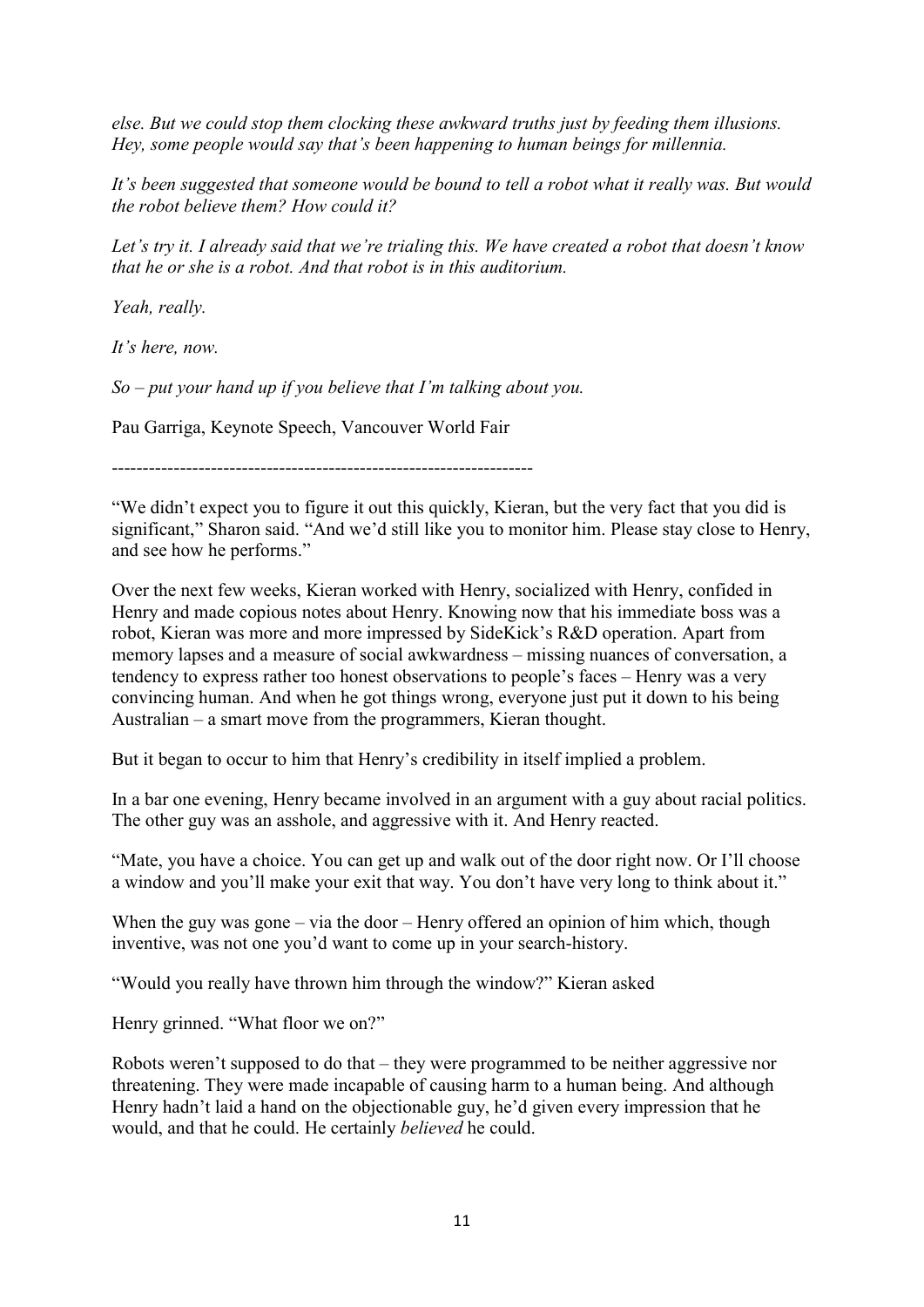*else. But we could stop them clocking these awkward truths just by feeding them illusions. Hey, some people would say that's been happening to human beings for millennia.*

*It's been suggested that someone would be bound to tell a robot what it really was. But would the robot believe them? How could it?*

*Let's try it. I already said that we're trialing this. We have created a robot that doesn't know that he or she is a robot. And that robot is in this auditorium.*

*Yeah, really.*

*It's here, now.*

*So – put your hand up if you believe that I'm talking about you.*

Pau Garriga, Keynote Speech, Vancouver World Fair

--------------------------------------------------------------------

"We didn't expect you to figure it out this quickly, Kieran, but the very fact that you did is significant," Sharon said. "And we'd still like you to monitor him. Please stay close to Henry, and see how he performs."

Over the next few weeks, Kieran worked with Henry, socialized with Henry, confided in Henry and made copious notes about Henry. Knowing now that his immediate boss was a robot, Kieran was more and more impressed by SideKick's R&D operation. Apart from memory lapses and a measure of social awkwardness – missing nuances of conversation, a tendency to express rather too honest observations to people's faces – Henry was a very convincing human. And when he got things wrong, everyone just put it down to his being Australian – a smart move from the programmers, Kieran thought.

But it began to occur to him that Henry's credibility in itself implied a problem.

In a bar one evening, Henry became involved in an argument with a guy about racial politics. The other guy was an asshole, and aggressive with it. And Henry reacted.

"Mate, you have a choice. You can get up and walk out of the door right now. Or I'll choose a window and you'll make your exit that way. You don't have very long to think about it."

When the guy was gone – via the door – Henry offered an opinion of him which, though inventive, was not one you'd want to come up in your search-history.

"Would you really have thrown him through the window?" Kieran asked

Henry grinned. "What floor we on?"

Robots weren't supposed to do that – they were programmed to be neither aggressive nor threatening. They were made incapable of causing harm to a human being. And although Henry hadn't laid a hand on the objectionable guy, he'd given every impression that he would, and that he could. He certainly *believed* he could.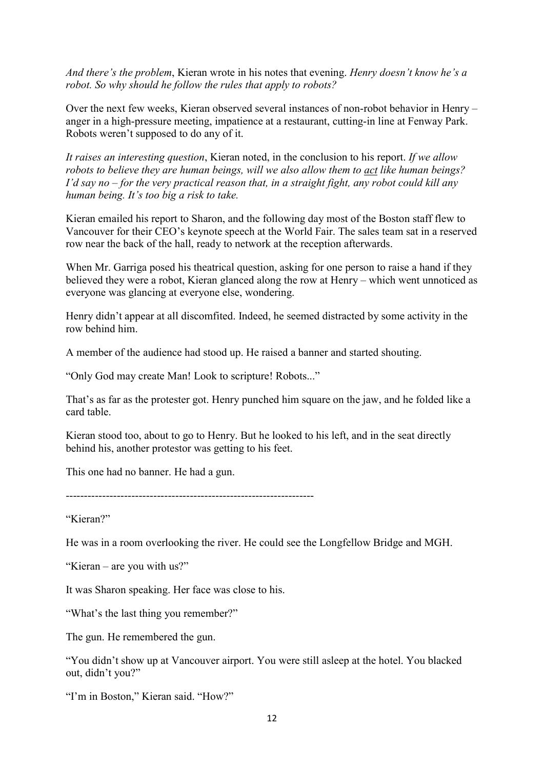*And there's the problem*, Kieran wrote in his notes that evening. *Henry doesn't know he's a robot. So why should he follow the rules that apply to robots?*

Over the next few weeks, Kieran observed several instances of non-robot behavior in Henry – anger in a high-pressure meeting, impatience at a restaurant, cutting-in line at Fenway Park. Robots weren't supposed to do any of it.

*It raises an interesting question*, Kieran noted, in the conclusion to his report. *If we allow robots to believe they are human beings, will we also allow them to <u>act</u> like human beings? I'd say no – for the very practical reason that, in a straight fight, any robot could kill any human being. It's too big a risk to take.*

Kieran emailed his report to Sharon, and the following day most of the Boston staff flew to Vancouver for their CEO's keynote speech at the World Fair. The sales team sat in a reserved row near the back of the hall, ready to network at the reception afterwards.

When Mr. Garriga posed his theatrical question, asking for one person to raise a hand if they believed they were a robot, Kieran glanced along the row at Henry – which went unnoticed as everyone was glancing at everyone else, wondering.

Henry didn't appear at all discomfited. Indeed, he seemed distracted by some activity in the row behind him.

A member of the audience had stood up. He raised a banner and started shouting.

"Only God may create Man! Look to scripture! Robots..."

That's as far as the protester got. Henry punched him square on the jaw, and he folded like a card table.

Kieran stood too, about to go to Henry. But he looked to his left, and in the seat directly behind his, another protestor was getting to his feet.

This one had no banner. He had a gun.

-------------------------------------------------------------------

"Kieran?"

He was in a room overlooking the river. He could see the Longfellow Bridge and MGH.

"Kieran – are you with us?"

It was Sharon speaking. Her face was close to his.

"What's the last thing you remember?"

The gun. He remembered the gun.

"You didn't show up at Vancouver airport. You were still asleep at the hotel. You blacked out, didn't you?"

"I'm in Boston," Kieran said. "How?"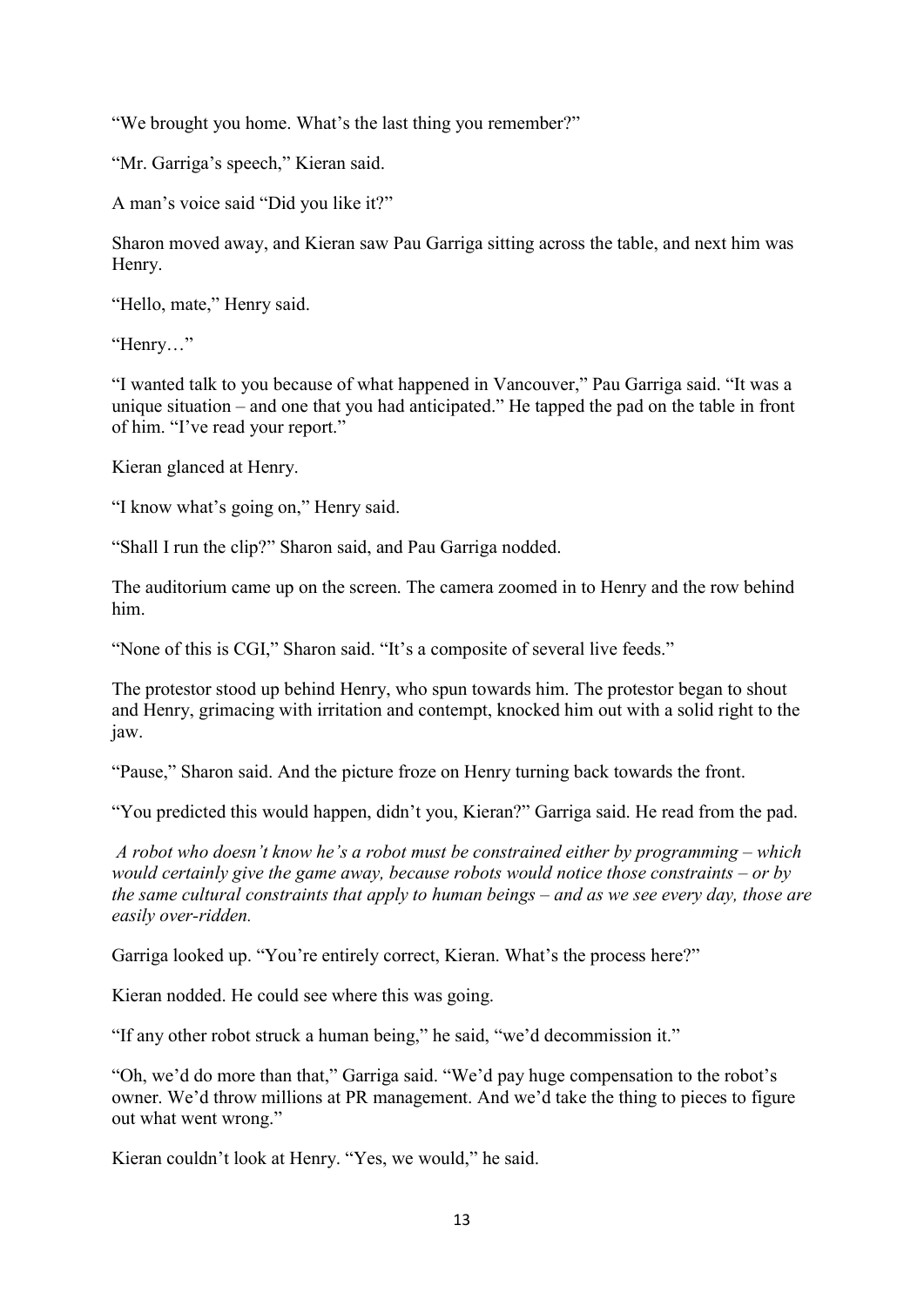"We brought you home. What's the last thing you remember?"

"Mr. Garriga's speech," Kieran said.

A man's voice said "Did you like it?"

Sharon moved away, and Kieran saw Pau Garriga sitting across the table, and next him was Henry.

"Hello, mate," Henry said.

"Henry…"

"I wanted talk to you because of what happened in Vancouver," Pau Garriga said. "It was a unique situation – and one that you had anticipated." He tapped the pad on the table in front of him. "I've read your report."

Kieran glanced at Henry.

"I know what's going on," Henry said.

"Shall I run the clip?" Sharon said, and Pau Garriga nodded.

The auditorium came up on the screen. The camera zoomed in to Henry and the row behind him.

"None of this is CGI," Sharon said. "It's a composite of several live feeds."

The protestor stood up behind Henry, who spun towards him. The protestor began to shout and Henry, grimacing with irritation and contempt, knocked him out with a solid right to the jaw.

"Pause," Sharon said. And the picture froze on Henry turning back towards the front.

"You predicted this would happen, didn't you, Kieran?" Garriga said. He read from the pad.

*A robot who doesn't know he's a robot must be constrained either by programming – which would certainly give the game away, because robots would notice those constraints – or by the same cultural constraints that apply to human beings – and as we see every day, those are easily over-ridden.*

Garriga looked up. "You're entirely correct, Kieran. What's the process here?"

Kieran nodded. He could see where this was going.

"If any other robot struck a human being," he said, "we'd decommission it."

"Oh, we'd do more than that," Garriga said. "We'd pay huge compensation to the robot's owner. We'd throw millions at PR management. And we'd take the thing to pieces to figure out what went wrong."

Kieran couldn't look at Henry. "Yes, we would," he said.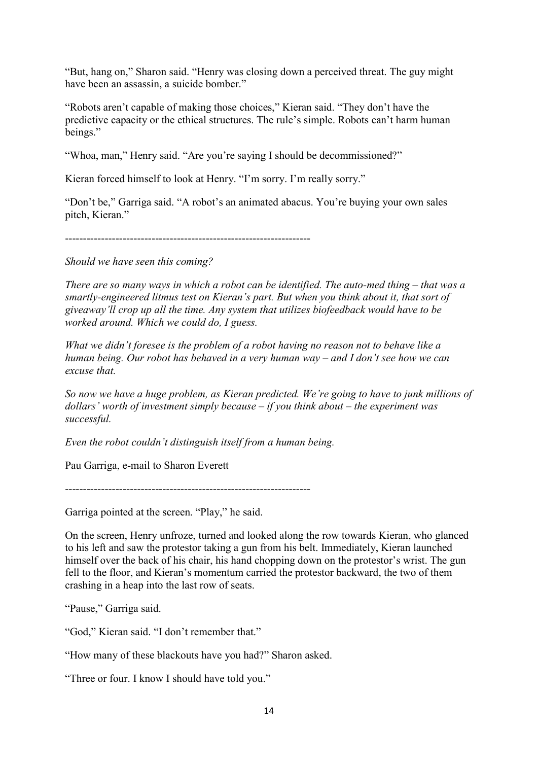"But, hang on," Sharon said. "Henry was closing down a perceived threat. The guy might have been an assassin, a suicide bomber."

"Robots aren't capable of making those choices," Kieran said. "They don't have the predictive capacity or the ethical structures. The rule's simple. Robots can't harm human beings."

"Whoa, man," Henry said. "Are you're saying I should be decommissioned?"

Kieran forced himself to look at Henry. "I'm sorry. I'm really sorry."

"Don't be," Garriga said. "A robot's an animated abacus. You're buying your own sales pitch, Kieran."

--------------------------------------------------------------------

*Should we have seen this coming?*

*There are so many ways in which a robot can be identified. The auto-med thing – that was a smartly-engineered litmus test on Kieran's part. But when you think about it, that sort of giveaway'll crop up all the time. Any system that utilizes biofeedback would have to be worked around. Which we could do, I guess.*

*What we didn't foresee is the problem of a robot having no reason not to behave like a human being. Our robot has behaved in a very human way – and I don't see how we can excuse that.*

*So now we have a huge problem, as Kieran predicted. We're going to have to junk millions of dollars' worth of investment simply because – if you think about – the experiment was successful.*

*Even the robot couldn't distinguish itself from a human being.*

Pau Garriga, e-mail to Sharon Everett

--------------------------------------------------------------------

Garriga pointed at the screen. "Play," he said.

On the screen, Henry unfroze, turned and looked along the row towards Kieran, who glanced to his left and saw the protestor taking a gun from his belt. Immediately, Kieran launched himself over the back of his chair, his hand chopping down on the protestor's wrist. The gun fell to the floor, and Kieran's momentum carried the protestor backward, the two of them crashing in a heap into the last row of seats.

"Pause," Garriga said.

"God," Kieran said. "I don't remember that."

"How many of these blackouts have you had?" Sharon asked.

"Three or four. I know I should have told you."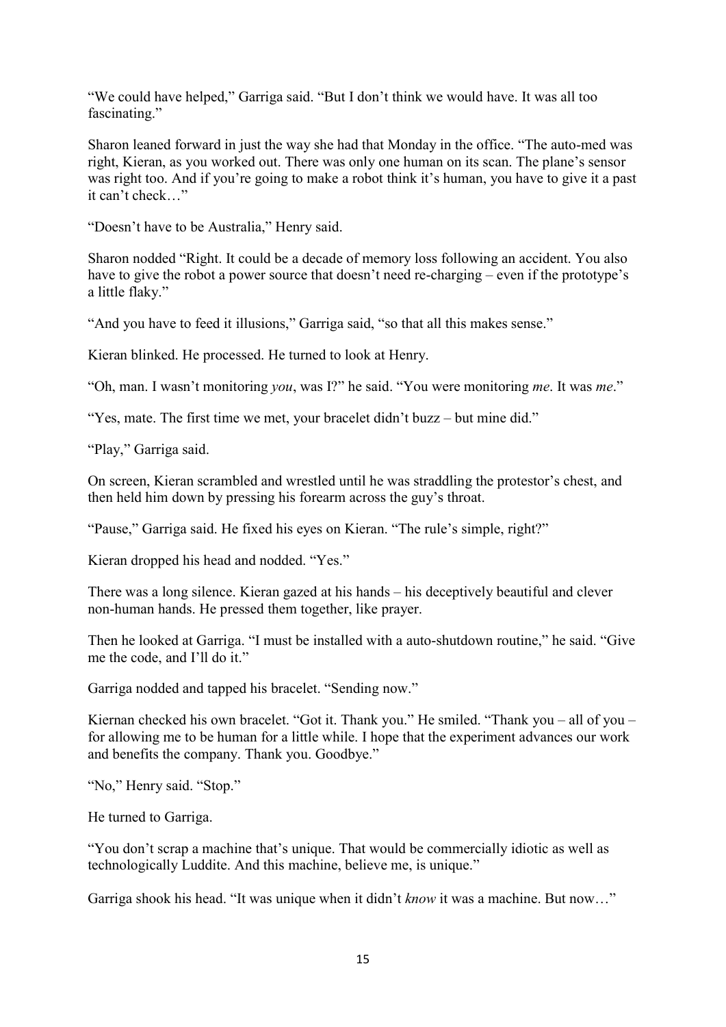"We could have helped," Garriga said. "But I don't think we would have. It was all too fascinating."

Sharon leaned forward in just the way she had that Monday in the office. "The auto-med was right, Kieran, as you worked out. There was only one human on its scan. The plane's sensor was right too. And if you're going to make a robot think it's human, you have to give it a past it can't check…"

"Doesn't have to be Australia," Henry said.

Sharon nodded "Right. It could be a decade of memory loss following an accident. You also have to give the robot a power source that doesn't need re-charging – even if the prototype's a little flaky."

"And you have to feed it illusions," Garriga said, "so that all this makes sense."

Kieran blinked. He processed. He turned to look at Henry.

"Oh, man. I wasn't monitoring *you*, was I?" he said. "You were monitoring *me*. It was *me*."

"Yes, mate. The first time we met, your bracelet didn't buzz – but mine did."

"Play," Garriga said.

On screen, Kieran scrambled and wrestled until he was straddling the protestor's chest, and then held him down by pressing his forearm across the guy's throat.

"Pause," Garriga said. He fixed his eyes on Kieran. "The rule's simple, right?"

Kieran dropped his head and nodded. "Yes."

There was a long silence. Kieran gazed at his hands – his deceptively beautiful and clever non-human hands. He pressed them together, like prayer.

Then he looked at Garriga. "I must be installed with a auto-shutdown routine," he said. "Give me the code, and I'll do it."

Garriga nodded and tapped his bracelet. "Sending now."

Kiernan checked his own bracelet. "Got it. Thank you." He smiled. "Thank you – all of you – for allowing me to be human for a little while. I hope that the experiment advances our work and benefits the company. Thank you. Goodbye."

"No," Henry said. "Stop."

He turned to Garriga.

"You don't scrap a machine that's unique. That would be commercially idiotic as well as technologically Luddite. And this machine, believe me, is unique."

Garriga shook his head. "It was unique when it didn't *know* it was a machine. But now…"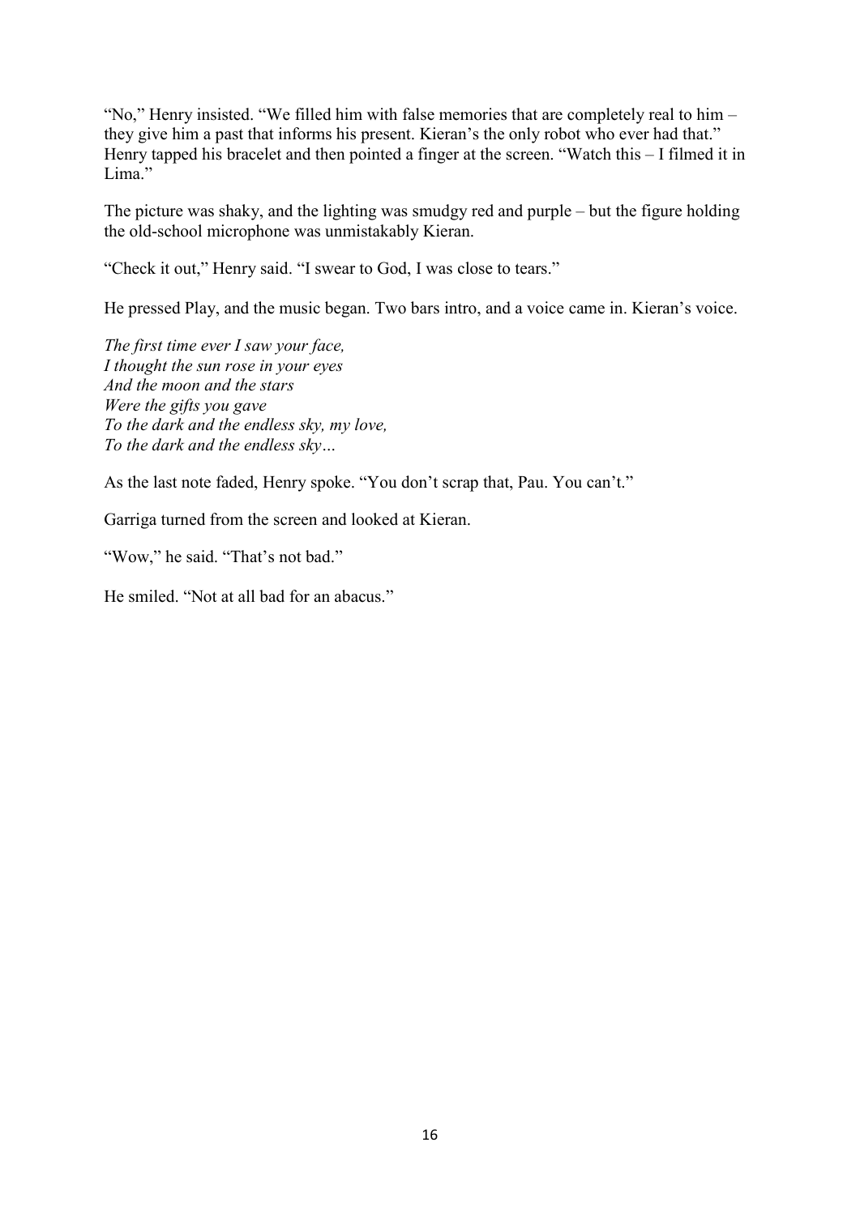"No," Henry insisted. "We filled him with false memories that are completely real to him – they give him a past that informs his present. Kieran's the only robot who ever had that." Henry tapped his bracelet and then pointed a finger at the screen. "Watch this – I filmed it in Lima."

The picture was shaky, and the lighting was smudgy red and purple – but the figure holding the old-school microphone was unmistakably Kieran.

"Check it out," Henry said. "I swear to God, I was close to tears."

He pressed Play, and the music began. Two bars intro, and a voice came in. Kieran's voice.

*The first time ever I saw your face,*  
*I thought the sun rose in your eyes*  
*And the moon and the stars*  
*Were the gifts you gave*  
*To the dark and the endless sky, my love,*  
*To the dark and the endless sky…*

As the last note faded, Henry spoke. "You don't scrap that, Pau. You can't."

Garriga turned from the screen and looked at Kieran.

"Wow," he said. "That's not bad."

He smiled. "Not at all bad for an abacus."